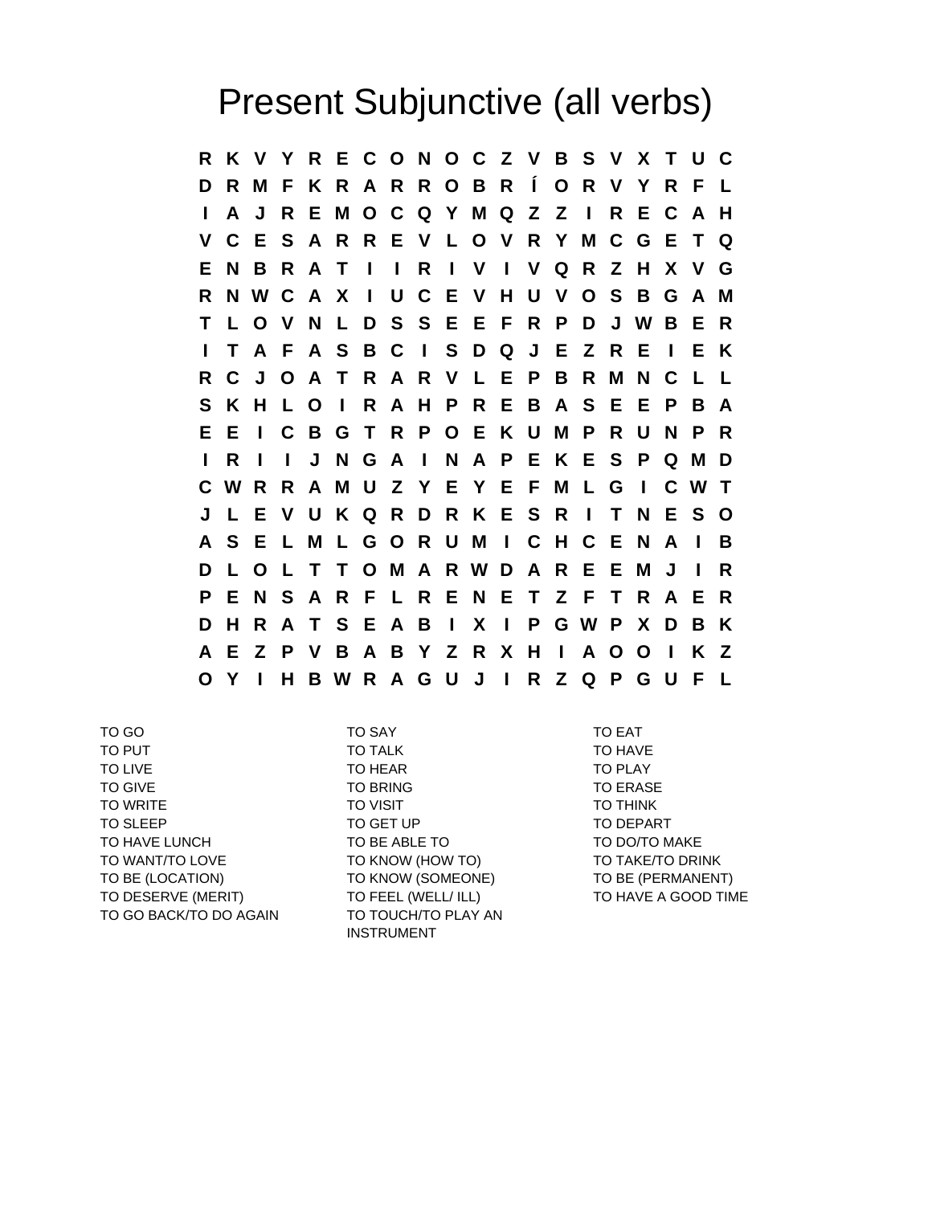# Present Subjunctive (all verbs)

```
R K V Y R E C O N O C Z V B S V X T U C
D R M F K R A R R O B R Í O R V Y R F L
I A J R E M O C Q Y M Q Z Z I R E C A H
V C E S A R R E V L O V R Y M C G E T Q
E N B R A T I I R I V I V Q R Z H X V G
R N W C A X I U C E V H U V O S B G A M
T L O V N L D S S E E F R P D J W B E R
I T A F A S B C I S D Q J E Z R E I E K
R C J O A T R A R V L E P B R M N C L L
S K H L O I R A H P R E B A S E E P B A
E E I C B G T R P O E K U M P R U N P R
I R I I J N G A I N A P E K E S P Q M D
C W R R A M U Z Y E Y E F M L G I C W T
J L E V U K Q R D R K E S R I T N E S O
A S E L M L G O R U M I C H C E N A I B
D L O L T T O M A R W D A R E E M J I R
P E N S A R F L R E N E T Z F T R A E R
D H R A T S E A B I X I P G W P X D B K
A E Z P V B A B Y Z R X H I A O O I K Z
O Y I H B W R A G U J I R Z Q P G U F L
```

TO GO
TO PUT
TO LIVE
TO GIVE
TO WRITE
TO SLEEP
TO HAVE LUNCH
TO WANT/TO LOVE
TO BE (LOCATION)
TO DESERVE (MERIT)
TO GO BACK/TO DO AGAIN

TO SAY
TO TALK
TO HEAR
TO BRING
TO VISIT
TO GET UP
TO BE ABLE TO
TO KNOW (HOW TO)
TO KNOW (SOMEONE)
TO FEEL (WELL/ ILL)
TO TOUCH/TO PLAY AN INSTRUMENT

TO EAT
TO HAVE
TO PLAY
TO ERASE
TO THINK
TO DEPART
TO DO/TO MAKE
TO TAKE/TO DRINK
TO BE (PERMANENT)
TO HAVE A GOOD TIME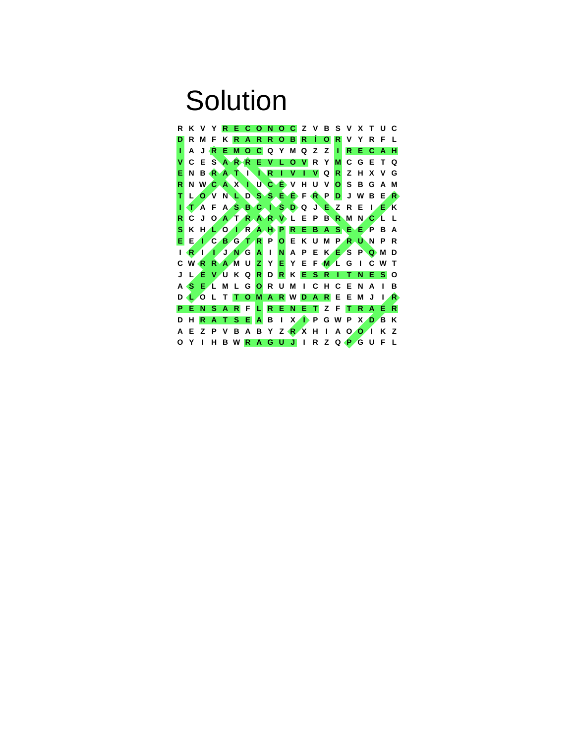# Solution

| | | | | | | | | | | | | | | | | | | | |
|---|---|---|---|---|---|---|---|---|---|---|---|---|---|---|---|---|---|---|---|
| R | K | V | Y | R | E | C | O | N | O | C | Z | V | B | S | V | X | T | U | C |
| D | R | M | F | K | R | A | R | R | O | B | R | Í | O | R | V | Y | R | F | L |
| I | A | J | R | E | M | O | C | Q | Y | M | Q | Z | Z | I | R | E | C | A | H |
| V | C | E | S | A | R | R | E | V | L | O | V | R | Y | M | C | G | E | T | Q |
| E | N | B | R | A | T | I | I | R | I | V | I | V | Q | R | Z | H | X | V | G |
| R | N | W | C | A | X | I | U | C | E | V | H | U | V | O | S | B | G | A | M |
| T | L | O | V | N | L | D | S | S | E | E | F | R | P | D | J | W | B | E | R |
| I | T | A | F | A | S | B | C | I | S | D | Q | J | E | Z | R | E | I | E | K |
| R | C | J | O | A | T | R | A | R | V | L | E | P | B | R | M | N | C | L | L |
| S | K | H | L | O | I | R | A | H | P | R | E | B | A | S | E | E | P | B | A |
| E | E | I | C | B | G | T | R | P | O | E | K | U | M | P | R | U | N | P | R |
| I | R | I | I | J | N | G | A | I | N | A | P | E | K | E | S | P | Q | M | D |
| C | W | R | R | A | M | U | Z | Y | E | Y | E | F | M | L | G | I | C | W | T |
| J | L | E | V | U | K | Q | R | D | R | K | E | S | R | I | T | N | E | S | O |
| A | S | E | L | M | L | G | O | R | U | M | I | C | H | C | E | N | A | I | B |
| D | L | O | L | T | T | O | M | A | R | W | D | A | R | E | E | M | J | I | R |
| P | E | N | S | A | R | F | L | R | E | N | E | T | Z | F | T | R | A | E | R |
| D | H | R | A | T | S | E | A | B | I | X | I | P | G | W | P | X | D | B | K |
| A | E | Z | P | V | B | A | B | Y | Z | R | X | H | I | A | O | O | I | K | Z |
| O | Y | I | H | B | W | R | A | G | U | J | I | R | Z | Q | P | G | U | F | L |